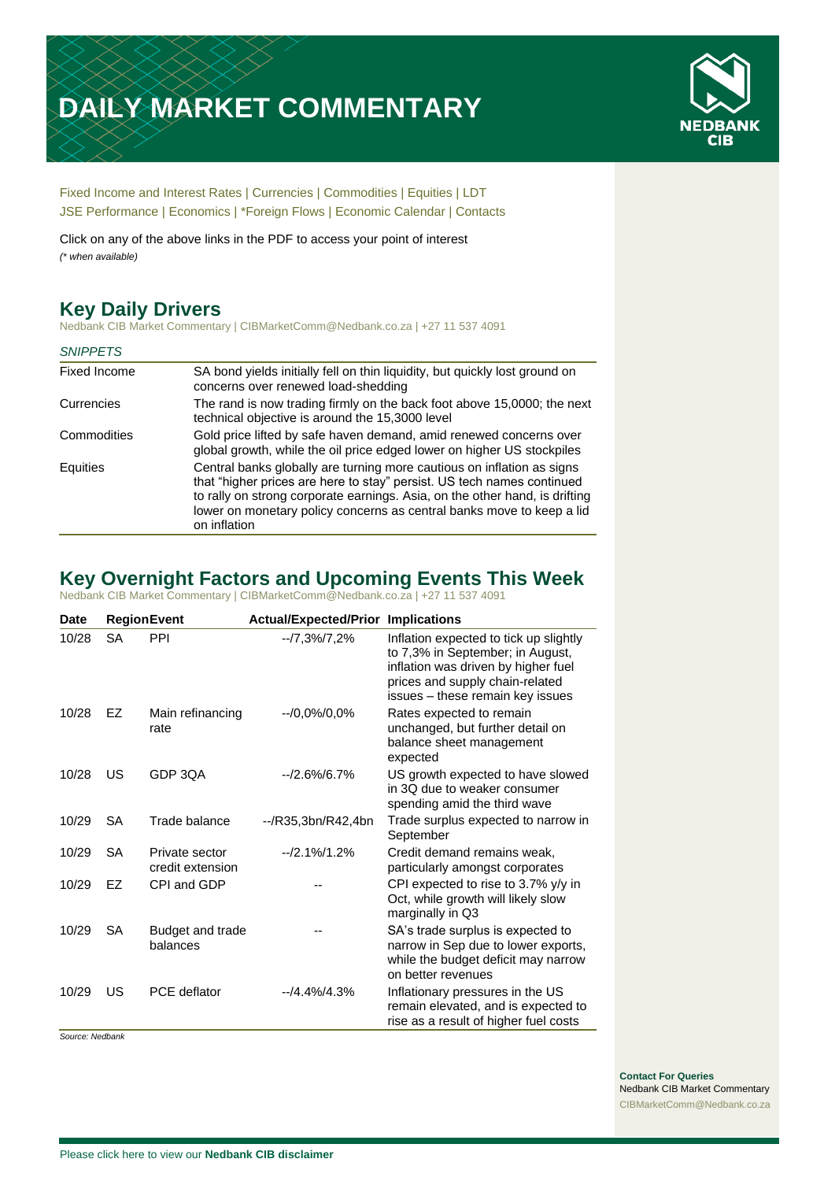# DAILY MARKET COMMENTARY

Fixed Income and Interest Rates | Currencies | Commodities | Equities | LDT
JSE Performance | Economics | *Foreign Flows | Economic Calendar | Contacts

Click on any of the above links in the PDF to access your point of interest
*(* when available)*

## Key Daily Drivers

Nedbank CIB Market Commentary | CIBMarketComm@Nedbank.co.za | +27 11 537 4091

| *SNIPPETS* | |
|---|---|
| Fixed Income | SA bond yields initially fell on thin liquidity, but quickly lost ground on concerns over renewed load-shedding |
| Currencies | The rand is now trading firmly on the back foot above 15,0000; the next technical objective is around the 15,3000 level |
| Commodities | Gold price lifted by safe haven demand, amid renewed concerns over global growth, while the oil price edged lower on higher US stockpiles |
| Equities | Central banks globally are turning more cautious on inflation as signs that "higher prices are here to stay" persist. US tech names continued to rally on strong corporate earnings. Asia, on the other hand, is drifting lower on monetary policy concerns as central banks move to keep a lid on inflation |

## Key Overnight Factors and Upcoming Events This Week

Nedbank CIB Market Commentary | CIBMarketComm@Nedbank.co.za | +27 11 537 4091

| Date | Region | Event | Actual/Expected/Prior | Implications |
|---|---|---|---|---|
| 10/28 | SA | PPI | --/7,3%/7,2% | Inflation expected to tick up slightly to 7,3% in September; in August, inflation was driven by higher fuel prices and supply chain-related issues – these remain key issues |
| 10/28 | EZ | Main refinancing rate | --/0,0%/0,0% | Rates expected to remain unchanged, but further detail on balance sheet management expected |
| 10/28 | US | GDP 3QA | --/2.6%/6.7% | US growth expected to have slowed in 3Q due to weaker consumer spending amid the third wave |
| 10/29 | SA | Trade balance | --/R35,3bn/R42,4bn | Trade surplus expected to narrow in September |
| 10/29 | SA | Private sector credit extension | --/2.1%/1.2% | Credit demand remains weak, particularly amongst corporates |
| 10/29 | EZ | CPI and GDP | -- | CPI expected to rise to 3.7% y/y in Oct, while growth will likely slow marginally in Q3 |
| 10/29 | SA | Budget and trade balances | -- | SA's trade surplus is expected to narrow in Sep due to lower exports, while the budget deficit may narrow on better revenues |
| 10/29 | US | PCE deflator | --/4.4%/4.3% | Inflationary pressures in the US remain elevated, and is expected to rise as a result of higher fuel costs |

*Source: Nedbank*

**Contact For Queries**
Nedbank CIB Market Commentary
CIBMarketComm@Nedbank.co.za

Please click here to view our **Nedbank CIB disclaimer**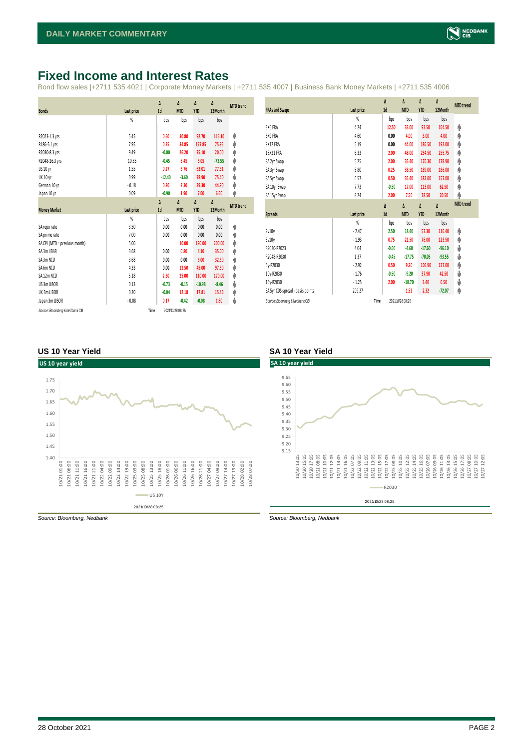# Fixed Income and Interest Rates

Bond flow sales |+2711 535 4021 | Corporate Money Markets | +2711 535 4007 | Business Bank Money Markets | +2711 535 4006

| Bonds | Last price | Δ 1d | Δ MTD | Δ YTD | Δ 12Month | MTD trend |
|---|---|---|---|---|---|---|
| | % | bps | bps | bps | bps | |
| R2023-1.3 yrs | 5.45 | 0.60 | 30.80 | 92.70 | 116.10 | ↑ |
| R186-5.1 yrs | 7.95 | 0.25 | 34.85 | 127.85 | 75.95 | ↑ |
| R2030-8.3 yrs | 9.49 | -0.00 | 26.20 | 75.10 | 20.00 | ↑ |
| R2048-26.3 yrs | 10.85 | -0.45 | 8.45 | 5.05 | -73.55 | ↑ |
| US 10 yr | 1.55 | 0.27 | 5.76 | 63.01 | 77.31 | ↑ |
| UK 10 yr | 0.99 | -12.40 | -3.60 | 78.90 | 75.40 | ↓ |
| German 10 yr | -0.18 | 0.20 | 2.30 | 39.30 | 44.90 | ↑ |
| Japan 10 yr | 0.09 | -0.90 | 1.90 | 7.00 | 6.60 | ↑ |

| Money Market | Last price | Δ 1d | Δ MTD | Δ YTD | Δ 12Month | MTD trend |
|---|---|---|---|---|---|---|
| | % | bps | bps | bps | bps | |
| SA repo rate | 3.50 | 0.00 | 0.00 | 0.00 | 0.00 | → |
| SA prime rate | 7.00 | 0.00 | 0.00 | 0.00 | 0.00 | → |
| SA CPI (MTD = previous month) | 5.00 | | 10.00 | 190.00 | 200.00 | ↑ |
| SA 3m JIBAR | 3.68 | 0.00 | 0.80 | 4.10 | 35.00 | ↑ |
| SA 3m NCD | 3.68 | 0.00 | 0.00 | 5.00 | 32.50 | → |
| SA 6m NCD | 4.33 | 0.00 | 12.50 | 45.00 | 97.50 | ↑ |
| SA 12m NCD | 5.18 | 2.50 | 25.00 | 110.00 | 170.00 | ↑ |
| US 3m LIBOR | 0.13 | -0.73 | -0.15 | -10.98 | -8.46 | ↓ |
| UK 3m LIBOR | 0.20 | -0.04 | 12.18 | 17.81 | 15.46 | ↑ |
| Japan 3m LIBOR | -0.08 | 0.17 | -0.42 | -0.08 | 1.80 | ↓ |

*Source: Bloomberg & Nedbank CIB* Time 2021/10/28 08:25

| FRAs and Swaps | Last price | Δ 1d | Δ MTD | Δ YTD | Δ 12Month | MTD trend |
|---|---|---|---|---|---|---|
| | % | bps | bps | bps | bps | |
| 3X6 FRA | 4.24 | 12.50 | 33.00 | 92.50 | 104.50 | ↑ |
| 6X9 FRA | 4.60 | 0.00 | 4.00 | 3.00 | 4.00 | ↑ |
| 9X12 FRA | 5.19 | 0.00 | 44.00 | 186.50 | 192.00 | ↑ |
| 18X21 FRA | 6.33 | 2.00 | 48.00 | 254.50 | 255.75 | ↑ |
| SA 2yr Swap | 5.25 | 2.00 | 35.40 | 170.30 | 178.90 | ↑ |
| SA 3yr Swap | 5.80 | 0.25 | 38.50 | 189.00 | 186.00 | ↑ |
| SA 5yr Swap | 6.57 | 0.50 | 35.40 | 182.00 | 157.00 | ↑ |
| SA 10yr Swap | 7.73 | -0.50 | 17.00 | 113.00 | 62.50 | ↑ |
| SA 15yr Swap | 8.24 | 2.00 | 7.50 | 78.50 | 20.50 | ↑ |

| Spreads | Last price | Δ 1d | Δ MTD | Δ YTD | Δ 12Month | MTD trend |
|---|---|---|---|---|---|---|
| | % | bps | bps | bps | bps | |
| 2v10y | -2.47 | 2.50 | 18.40 | 57.30 | 116.40 | ↑ |
| 3v10y | -1.93 | 0.75 | 21.50 | 76.00 | 123.50 | ↑ |
| R2030-R2023 | 4.04 | -0.60 | -4.60 | -17.60 | -96.10 | ↓ |
| R2048-R2030 | 1.37 | -0.45 | -17.75 | -70.05 | -93.55 | ↓ |
| 5y-R2030 | -2.92 | 0.50 | 9.20 | 106.90 | 137.00 | ↑ |
| 10y-R2030 | -1.76 | -0.50 | -9.20 | 37.90 | 42.50 | ↓ |
| 15y-R2030 | -1.25 | 2.00 | -18.70 | 3.40 | 0.50 | ↓ |
| SA 5yr CDS spread - basis points | 209.27 | | 1.52 | 2.32 | -72.07 | ↑ |

*Source: Bloomberg & Nedbank CIB* Time 2021/10/28 08:25

### US 10 Year Yield

*Source: Bloomberg, Nedbank*

### SA 10 Year Yield

*Source: Bloomberg, Nedbank*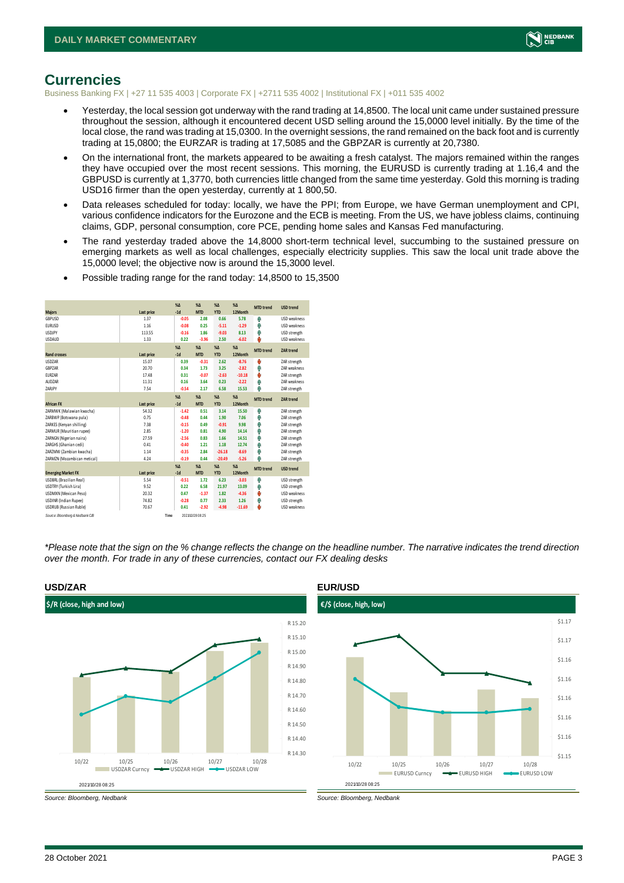# Currencies

Business Banking FX | +27 11 535 4003 | Corporate FX | +2711 535 4002 | Institutional FX | +011 535 4002

- Yesterday, the local session got underway with the rand trading at 14,8500. The local unit came under sustained pressure throughout the session, although it encountered decent USD selling around the 15,0000 level initially. By the time of the local close, the rand was trading at 15,0300. In the overnight sessions, the rand remained on the back foot and is currently trading at 15,0800; the EURZAR is trading at 17,5085 and the GBPZAR is currently at 20,7380.
- On the international front, the markets appeared to be awaiting a fresh catalyst. The majors remained within the ranges they have occupied over the most recent sessions. This morning, the EURUSD is currently trading at 1.16,4 and the GBPUSD is currently at 1,3770, both currencies little changed from the same time yesterday. Gold this morning is trading USD16 firmer than the open yesterday, currently at 1 800,50.
- Data releases scheduled for today: locally, we have the PPI; from Europe, we have German unemployment and CPI, various confidence indicators for the Eurozone and the ECB is meeting. From the US, we have jobless claims, continuing claims, GDP, personal consumption, core PCE, pending home sales and Kansas Fed manufacturing.
- The rand yesterday traded above the 14,8000 short-term technical level, succumbing to the sustained pressure on emerging markets as well as local challenges, especially electricity supplies. This saw the local unit trade above the 15,0000 level; the objective now is around the 15,3000 level.
- Possible trading range for the rand today: 14,8500 to 15,3500

| Majors | Last price | %Δ -1d | %Δ MTD | %Δ YTD | %Δ 12Month | MTD trend | USD trend |
|---|---|---|---|---|---|---|---|
| GBPUSD | 1.37 | -0.05 | 2.08 | 0.66 | 5.78 | ↑ | USD weakness |
| EURUSD | 1.16 | -0.08 | 0.25 | -5.11 | -1.29 | ↑ | USD weakness |
| USDJPY | 113.55 | -0.16 | 1.86 | -9.03 | 8.13 | ↑ | USD strength |
| USDAUD | 1.33 | 0.22 | -3.96 | 2.50 | -6.02 | ↓ | USD weakness |
| **Rand crosses** | **Last price** | **%Δ -1d** | **%Δ MTD** | **%Δ YTD** | **%Δ 12Month** | **MTD trend** | **ZAR trend** |
| USDZAR | 15.07 | 0.39 | -0.31 | 2.62 | -8.76 | ↓ | ZAR strength |
| GBPZAR | 20.70 | 0.34 | 1.73 | 3.25 | -2.82 | ↑ | ZAR weakness |
| EURZAR | 17.48 | 0.31 | -0.07 | -2.63 | -10.18 | ↓ | ZAR strength |
| AUDZAR | 11.31 | 0.16 | 3.64 | 0.23 | -2.22 | ↑ | ZAR weakness |
| ZARJPY | 7.54 | -0.54 | 2.17 | 6.58 | 15.53 | ↑ | ZAR strength |
| **African FX** | **Last price** | **%Δ -1d** | **%Δ MTD** | **%Δ YTD** | **%Δ 12Month** | **MTD trend** | **ZAR trend** |
| ZARMWK (Malawian kwacha) | 54.32 | -1.42 | 0.51 | 3.14 | 15.50 | ↑ | ZAR strength |
| ZARBWP (Botswana pula) | 0.75 | -0.48 | 0.44 | 1.90 | 7.06 | ↑ | ZAR strength |
| ZARKES (Kenyan shilling) | 7.38 | -0.15 | 0.49 | -0.91 | 9.98 | ↑ | ZAR strength |
| ZARMUR (Mauritian rupee) | 2.85 | -1.20 | 0.81 | 4.90 | 14.14 | ↑ | ZAR strength |
| ZARNGN (Nigerian naira) | 27.59 | -2.56 | 0.83 | 1.66 | 14.51 | ↑ | ZAR strength |
| ZARGHS (Ghanian cedi) | 0.41 | -0.40 | 1.21 | 1.18 | 12.74 | ↑ | ZAR strength |
| ZARZMW (Zambian kwacha) | 1.14 | -0.35 | 2.84 | -26.18 | -8.69 | ↑ | ZAR strength |
| ZARMZN (Mozambican metical) | 4.24 | -0.19 | 0.44 | -20.49 | -5.26 | ↑ | ZAR strength |
| **Emerging Market FX** | **Last price** | **%Δ -1d** | **%Δ MTD** | **%Δ YTD** | **%Δ 12Month** | **MTD trend** | **USD trend** |
| USDBRL (Brazilian Real) | 5.54 | -0.51 | 1.72 | 6.23 | -3.03 | ↑ | USD strength |
| USDTRY (Turkish Lira) | 9.52 | 0.22 | 6.58 | 21.97 | 13.09 | ↑ | USD strength |
| USDMXN (Mexican Peso) | 20.32 | 0.47 | -1.37 | 1.82 | -4.36 | ↓ | USD weakness |
| USDINR (Indian Rupee) | 74.82 | -0.28 | 0.77 | 2.33 | 1.26 | ↑ | USD strength |
| USDRUB (Russian Ruble) | 70.67 | 0.41 | -2.92 | -4.98 | -11.69 | ↓ | USD weakness |

Source: Bloomberg & Nedbank CIB | Time: 2021/10/28 08:25

*\*Please note that the sign on the % change reflects the change on the headline number. The narrative indicates the trend direction over the month. For trade in any of these currencies, contact our FX dealing desks*

### USD/ZAR

$/R (close, high and low)

Legend: USDZAR Curncy, USDZAR HIGH, USDZAR LOW — 2021/10/28 08:25

Source: Bloomberg, Nedbank

### EUR/USD

€/$ (close, high, low)

Legend: EURUSD Curncy, EURUSD HIGH, EURUSD LOW — 2021/10/28 08:25

Source: Bloomberg, Nedbank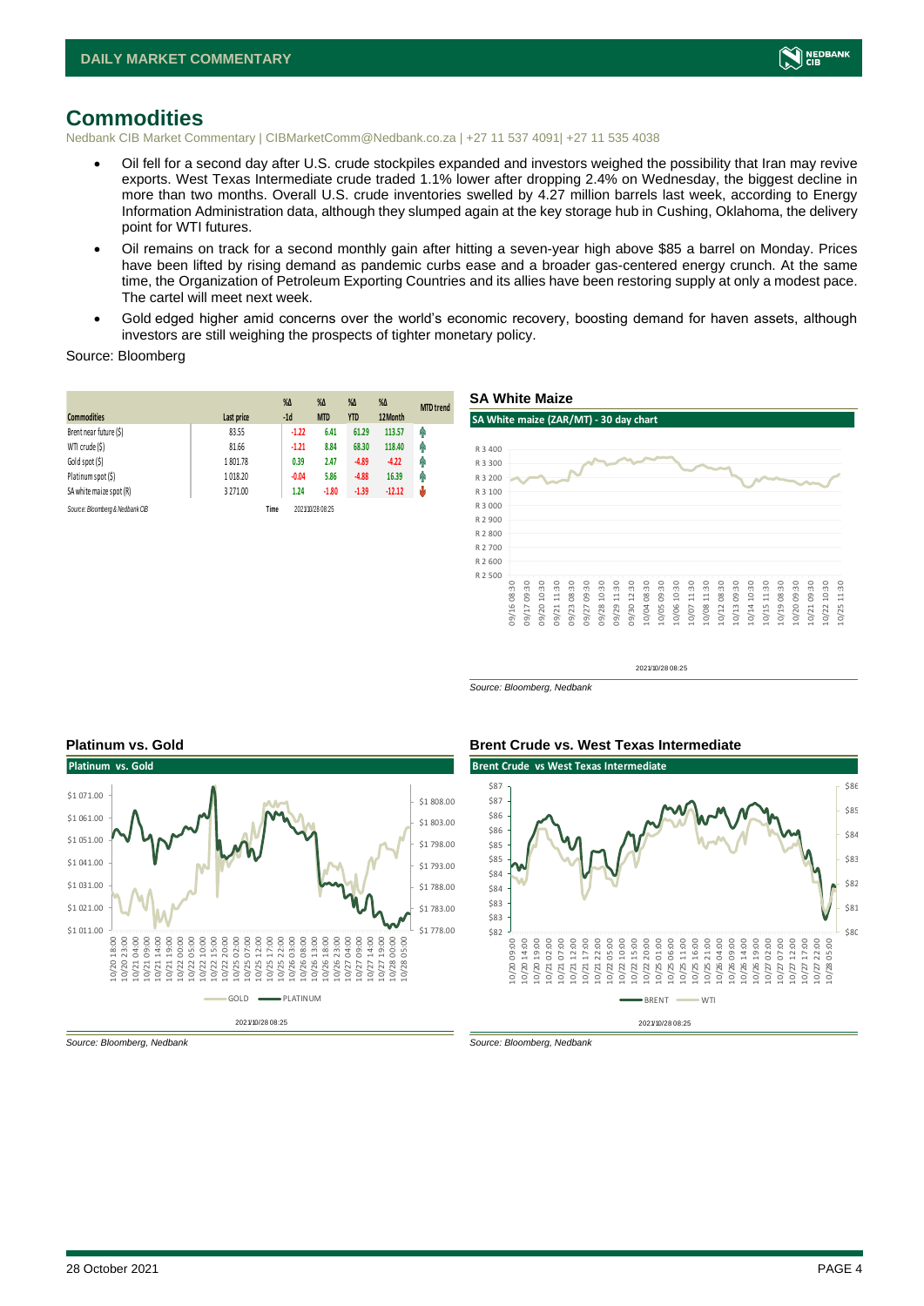# Commodities

Nedbank CIB Market Commentary | CIBMarketComm@Nedbank.co.za | +27 11 537 4091| +27 11 535 4038

- Oil fell for a second day after U.S. crude stockpiles expanded and investors weighed the possibility that Iran may revive exports. West Texas Intermediate crude traded 1.1% lower after dropping 2.4% on Wednesday, the biggest decline in more than two months. Overall U.S. crude inventories swelled by 4.27 million barrels last week, according to Energy Information Administration data, although they slumped again at the key storage hub in Cushing, Oklahoma, the delivery point for WTI futures.
- Oil remains on track for a second monthly gain after hitting a seven-year high above $85 a barrel on Monday. Prices have been lifted by rising demand as pandemic curbs ease and a broader gas-centered energy crunch. At the same time, the Organization of Petroleum Exporting Countries and its allies have been restoring supply at only a modest pace. The cartel will meet next week.
- Gold edged higher amid concerns over the world's economic recovery, boosting demand for haven assets, although investors are still weighing the prospects of tighter monetary policy.

Source: Bloomberg

| Commodities | Last price | %Δ -1d | %Δ MTD | %Δ YTD | %Δ 12Month | MTD trend |
|---|---|---|---|---|---|---|
| Brent near future ($) | 83.55 | -1.22 | 6.41 | 61.29 | 113.57 | ↑ |
| WTI crude ($) | 81.66 | -1.21 | 8.84 | 68.30 | 118.40 | ↑ |
| Gold spot ($) | 1 801.78 | 0.39 | 2.47 | -4.89 | -4.22 | ↑ |
| Platinum spot ($) | 1 018.20 | -0.04 | 5.86 | -4.88 | 16.39 | ↑ |
| SA white maize spot (R) | 3 271.00 | 1.24 | -1.80 | -1.39 | -12.12 | ↓ |

Source: Bloomberg & Nedbank CIB    Time 2021/10/28 08:25

## SA White Maize

Source: Bloomberg, Nedbank

## Platinum vs. Gold

Source: Bloomberg, Nedbank

## Brent Crude vs. West Texas Intermediate

Source: Bloomberg, Nedbank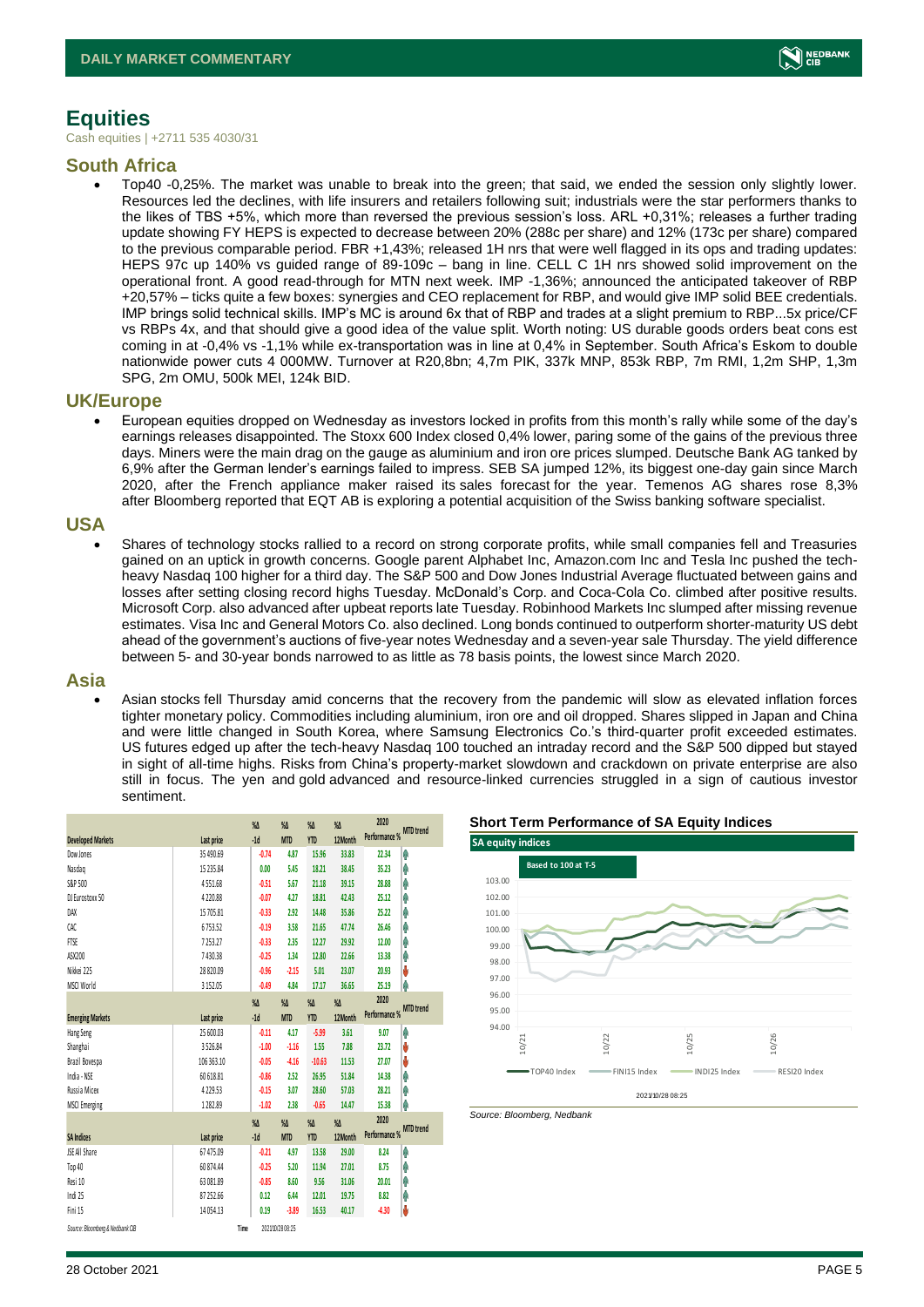# Equities

Cash equities | +2711 535 4030/31

## South Africa

- Top40 -0,25%. The market was unable to break into the green; that said, we ended the session only slightly lower. Resources led the declines, with life insurers and retailers following suit; industrials were the star performers thanks to the likes of TBS +5%, which more than reversed the previous session's loss. ARL +0,31%; releases a further trading update showing FY HEPS is expected to decrease between 20% (288c per share) and 12% (173c per share) compared to the previous comparable period. FBR +1,43%; released 1H nrs that were well flagged in its ops and trading updates: HEPS 97c up 140% vs guided range of 89-109c – bang in line. CELL C 1H nrs showed solid improvement on the operational front. A good read-through for MTN next week. IMP -1,36%; announced the anticipated takeover of RBP +20,57% – ticks quite a few boxes: synergies and CEO replacement for RBP, and would give IMP solid BEE credentials. IMP brings solid technical skills. IMP's MC is around 6x that of RBP and trades at a slight premium to RBP...5x price/CF vs RBPs 4x, and that should give a good idea of the value split. Worth noting: US durable goods orders beat cons est coming in at -0,4% vs -1,1% while ex-transportation was in line at 0,4% in September. South Africa's Eskom to double nationwide power cuts 4 000MW. Turnover at R20,8bn; 4,7m PIK, 337k MNP, 853k RBP, 7m RMI, 1,2m SHP, 1,3m SPG, 2m OMU, 500k MEI, 124k BID.

## UK/Europe

- European equities dropped on Wednesday as investors locked in profits from this month's rally while some of the day's earnings releases disappointed. The Stoxx 600 Index closed 0,4% lower, paring some of the gains of the previous three days. Miners were the main drag on the gauge as aluminium and iron ore prices slumped. Deutsche Bank AG tanked by 6,9% after the German lender's earnings failed to impress. SEB SA jumped 12%, its biggest one-day gain since March 2020, after the French appliance maker raised its sales forecast for the year. Temenos AG shares rose 8,3% after Bloomberg reported that EQT AB is exploring a potential acquisition of the Swiss banking software specialist.

## USA

- Shares of technology stocks rallied to a record on strong corporate profits, while small companies fell and Treasuries gained on an uptick in growth concerns. Google parent Alphabet Inc, Amazon.com Inc and Tesla Inc pushed the tech-heavy Nasdaq 100 higher for a third day. The S&P 500 and Dow Jones Industrial Average fluctuated between gains and losses after setting closing record highs Tuesday. McDonald's Corp. and Coca-Cola Co. climbed after positive results. Microsoft Corp. also advanced after upbeat reports late Tuesday. Robinhood Markets Inc slumped after missing revenue estimates. Visa Inc and General Motors Co. also declined. Long bonds continued to outperform shorter-maturity US debt ahead of the government's auctions of five-year notes Wednesday and a seven-year sale Thursday. The yield difference between 5- and 30-year bonds narrowed to as little as 78 basis points, the lowest since March 2020.

## Asia

- Asian stocks fell Thursday amid concerns that the recovery from the pandemic will slow as elevated inflation forces tighter monetary policy. Commodities including aluminium, iron ore and oil dropped. Shares slipped in Japan and China and were little changed in South Korea, where Samsung Electronics Co.'s third-quarter profit exceeded estimates. US futures edged up after the tech-heavy Nasdaq 100 touched an intraday record and the S&P 500 dipped but stayed in sight of all-time highs. Risks from China's property-market slowdown and crackdown on private enterprise are also still in focus. The yen and gold advanced and resource-linked currencies struggled in a sign of cautious investor sentiment.

| Developed Markets | Last price | %Δ -1d | %Δ MTD | %Δ YTD | %Δ 12Month | 2020 Performance % | MTD trend |
|---|---|---|---|---|---|---|---|
| Dow Jones | 35 490.69 | -0.74 | 4.87 | 15.96 | 33.83 | 22.34 | ↑ |
| Nasdaq | 15 235.84 | 0.00 | 5.45 | 18.21 | 38.45 | 35.23 | ↑ |
| S&P 500 | 4 551.68 | -0.51 | 5.67 | 21.18 | 39.15 | 28.88 | ↑ |
| DJ Eurostoxx 50 | 4 220.88 | -0.07 | 4.27 | 18.81 | 42.43 | 25.12 | ↑ |
| DAX | 15 705.81 | -0.33 | 2.92 | 14.48 | 35.86 | 25.22 | ↑ |
| CAC | 6 753.52 | -0.19 | 3.58 | 21.65 | 47.74 | 26.46 | ↑ |
| FTSE | 7 253.27 | -0.33 | 2.35 | 12.27 | 29.92 | 12.00 | ↑ |
| ASX200 | 7 430.38 | -0.25 | 1.34 | 12.80 | 22.66 | 13.38 | ↑ |
| Nikkei 225 | 28 820.09 | -0.96 | -2.15 | 5.01 | 23.07 | 20.93 | ↓ |
| MSCI World | 3 152.05 | -0.49 | 4.84 | 17.17 | 36.65 | 25.19 | ↑ |
| **Emerging Markets** | **Last price** | **%Δ -1d** | **%Δ MTD** | **%Δ YTD** | **%Δ 12Month** | **2020 Performance %** | **MTD trend** |
| Hang Seng | 25 600.03 | -0.11 | 4.17 | -5.99 | 3.61 | 9.07 | ↑ |
| Shanghai | 3 526.84 | -1.00 | -1.16 | 1.55 | 7.88 | 23.72 | ↓ |
| Brazil Bovespa | 106 363.10 | -0.05 | -4.16 | -10.63 | 11.53 | 27.07 | ↓ |
| India - NSE | 60 618.81 | -0.86 | 2.52 | 26.95 | 51.84 | 14.38 | ↑ |
| Russia Micex | 4 229.53 | -0.15 | 3.07 | 28.60 | 57.03 | 28.21 | ↑ |
| MSCI Emerging | 1 282.89 | -1.02 | 2.38 | -0.65 | 14.47 | 15.38 | ↑ |
| **SA Indices** | **Last price** | **%Δ -1d** | **%Δ MTD** | **%Δ YTD** | **%Δ 12Month** | **2020 Performance %** | **MTD trend** |
| JSE All Share | 67 475.09 | -0.21 | 4.97 | 13.58 | 29.00 | 8.24 | ↑ |
| Top 40 | 60 874.44 | -0.25 | 5.20 | 11.94 | 27.01 | 8.75 | ↑ |
| Resi 10 | 63 081.89 | -0.85 | 8.60 | 9.56 | 31.06 | 20.01 | ↑ |
| Indi 25 | 87 252.66 | 0.12 | 6.44 | 12.01 | 19.75 | 8.82 | ↑ |
| Fini 15 | 14 054.13 | 0.19 | -3.89 | 16.53 | 40.17 | -4.30 | ↓ |

Source: Bloomberg & Nedbank CIB Time 2021/10/28 08:25

**Short Term Performance of SA Equity Indices**

SA equity indices — Based to 100 at T-5 (TOP40 Index, FINI15 Index, INDI25 Index, RESI20 Index) 2021/10/28 08:25

Source: Bloomberg, Nedbank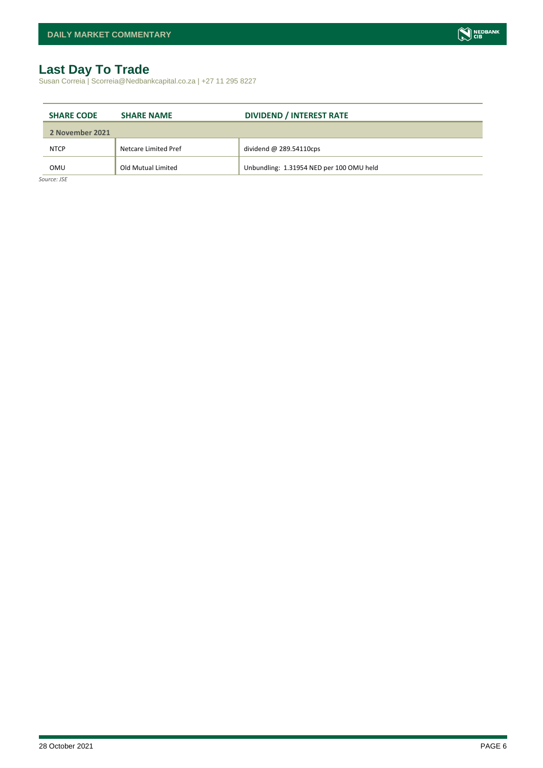# Last Day To Trade

Susan Correia | Scorreia@Nedbankcapital.co.za | +27 11 295 8227

| SHARE CODE | SHARE NAME | DIVIDEND / INTEREST RATE |
|---|---|---|
| **2 November 2021** | | |
| NTCP | Netcare Limited Pref | dividend @ 289.54110cps |
| OMU | Old Mutual Limited | Unbundling: 1.31954 NED per 100 OMU held |

*Source: JSE*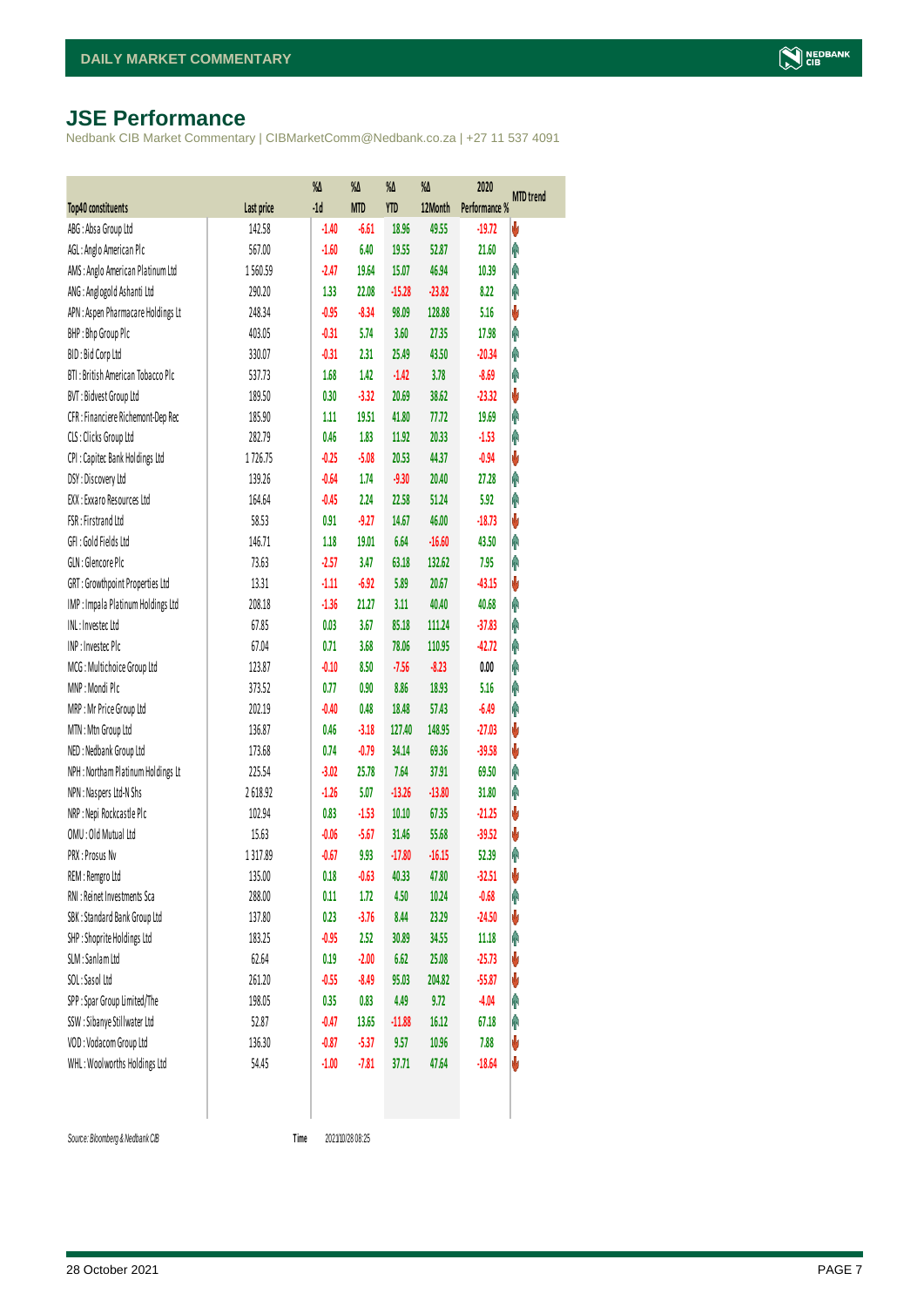## JSE Performance

Nedbank CIB Market Commentary | CIBMarketComm@Nedbank.co.za | +27 11 537 4091

| Top40 constituents | Last price | %Δ -1d | %Δ MTD | %Δ YTD | %Δ 12Month | 2020 Performance % | MTD trend |
|---|---|---|---|---|---|---|---|
| ABG : Absa Group Ltd | 142.58 | -1.40 | -6.61 | 18.96 | 49.55 | -19.72 | ⬇ |
| AGL : Anglo American Plc | 567.00 | -1.60 | 6.40 | 19.55 | 52.87 | 21.60 | ⬆ |
| AMS : Anglo American Platinum Ltd | 1 560.59 | -2.47 | 19.64 | 15.07 | 46.94 | 10.39 | ⬆ |
| ANG : Anglogold Ashanti Ltd | 290.20 | 1.33 | 22.08 | -15.28 | -23.82 | 8.22 | ⬆ |
| APN : Aspen Pharmacare Holdings Lt | 248.34 | -0.95 | -8.34 | 98.09 | 128.88 | 5.16 | ⬇ |
| BHP : Bhp Group Plc | 403.05 | -0.31 | 5.74 | 3.60 | 27.35 | 17.98 | ⬆ |
| BID : Bid Corp Ltd | 330.07 | -0.31 | 2.31 | 25.49 | 43.50 | -20.34 | ⬆ |
| BTI : British American Tobacco Plc | 537.73 | 1.68 | 1.42 | -1.42 | 3.78 | -8.69 | ⬆ |
| BVT : Bidvest Group Ltd | 189.50 | 0.30 | -3.32 | 20.69 | 38.62 | -23.32 | ⬇ |
| CFR : Financiere Richemont-Dep Rec | 185.90 | 1.11 | 19.51 | 41.80 | 77.72 | 19.69 | ⬆ |
| CLS : Clicks Group Ltd | 282.79 | 0.46 | 1.83 | 11.92 | 20.33 | -1.53 | ⬆ |
| CPI : Capitec Bank Holdings Ltd | 1 726.75 | -0.25 | -5.08 | 20.53 | 44.37 | -0.94 | ⬇ |
| DSY : Discovery Ltd | 139.26 | -0.64 | 1.74 | -9.30 | 20.40 | 27.28 | ⬆ |
| EXX : Exxaro Resources Ltd | 164.64 | -0.45 | 2.24 | 22.58 | 51.24 | 5.92 | ⬆ |
| FSR : Firstrand Ltd | 58.53 | 0.91 | -9.27 | 14.67 | 46.00 | -18.73 | ⬇ |
| GFI : Gold Fields Ltd | 146.71 | 1.18 | 19.01 | 6.64 | -16.60 | 43.50 | ⬆ |
| GLN : Glencore Plc | 73.63 | -2.57 | 3.47 | 63.18 | 132.62 | 7.95 | ⬆ |
| GRT : Growthpoint Properties Ltd | 13.31 | -1.11 | -6.92 | 5.89 | 20.67 | -43.15 | ⬇ |
| IMP : Impala Platinum Holdings Ltd | 208.18 | -1.36 | 21.27 | 3.11 | 40.40 | 40.68 | ⬆ |
| INL : Investec Ltd | 67.85 | 0.03 | 3.67 | 85.18 | 111.24 | -37.83 | ⬆ |
| INP : Investec Plc | 67.04 | 0.71 | 3.68 | 78.06 | 110.95 | -42.72 | ⬆ |
| MCG : Multichoice Group Ltd | 123.87 | -0.10 | 8.50 | -7.56 | -8.23 | 0.00 | ⬆ |
| MNP : Mondi Plc | 373.52 | 0.77 | 0.90 | 8.86 | 18.93 | 5.16 | ⬆ |
| MRP : Mr Price Group Ltd | 202.19 | -0.40 | 0.48 | 18.48 | 57.43 | -6.49 | ⬆ |
| MTN : Mtn Group Ltd | 136.87 | 0.46 | -3.18 | 127.40 | 148.95 | -27.03 | ⬇ |
| NED : Nedbank Group Ltd | 173.68 | 0.74 | -0.79 | 34.14 | 69.36 | -39.58 | ⬇ |
| NPH : Northam Platinum Holdings Lt | 225.54 | -3.02 | 25.78 | 7.64 | 37.91 | 69.50 | ⬆ |
| NPN : Naspers Ltd-N Shs | 2 618.92 | -1.26 | 5.07 | -13.26 | -13.80 | 31.80 | ⬆ |
| NRP : Nepi Rockcastle Plc | 102.94 | 0.83 | -1.53 | 10.10 | 67.35 | -21.25 | ⬇ |
| OMU : Old Mutual Ltd | 15.63 | -0.06 | -5.67 | 31.46 | 55.68 | -39.52 | ⬇ |
| PRX : Prosus Nv | 1 317.89 | -0.67 | 9.93 | -17.80 | -16.15 | 52.39 | ⬆ |
| REM : Remgro Ltd | 135.00 | 0.18 | -0.63 | 40.33 | 47.80 | -32.51 | ⬇ |
| RNI : Reinet Investments Sca | 288.00 | 0.11 | 1.72 | 4.50 | 10.24 | -0.68 | ⬆ |
| SBK : Standard Bank Group Ltd | 137.80 | 0.23 | -3.76 | 8.44 | 23.29 | -24.50 | ⬇ |
| SHP : Shoprite Holdings Ltd | 183.25 | -0.95 | 2.52 | 30.89 | 34.55 | 11.18 | ⬆ |
| SLM : Sanlam Ltd | 62.64 | 0.19 | -2.00 | 6.62 | 25.08 | -25.73 | ⬇ |
| SOL : Sasol Ltd | 261.20 | -0.55 | -8.49 | 95.03 | 204.82 | -55.87 | ⬇ |
| SPP : Spar Group Limited/The | 198.05 | 0.35 | 0.83 | 4.49 | 9.72 | -4.04 | ⬆ |
| SSW : Sibanye Stillwater Ltd | 52.87 | -0.47 | 13.65 | -11.88 | 16.12 | 67.18 | ⬆ |
| VOD : Vodacom Group Ltd | 136.30 | -0.87 | -5.37 | 9.57 | 10.96 | 7.88 | ⬇ |
| WHL : Woolworths Holdings Ltd | 54.45 | -1.00 | -7.81 | 37.71 | 47.64 | -18.64 | ⬇ |

*Source: Bloomberg & Nedbank CIB*   Time 2021/10/28 08:25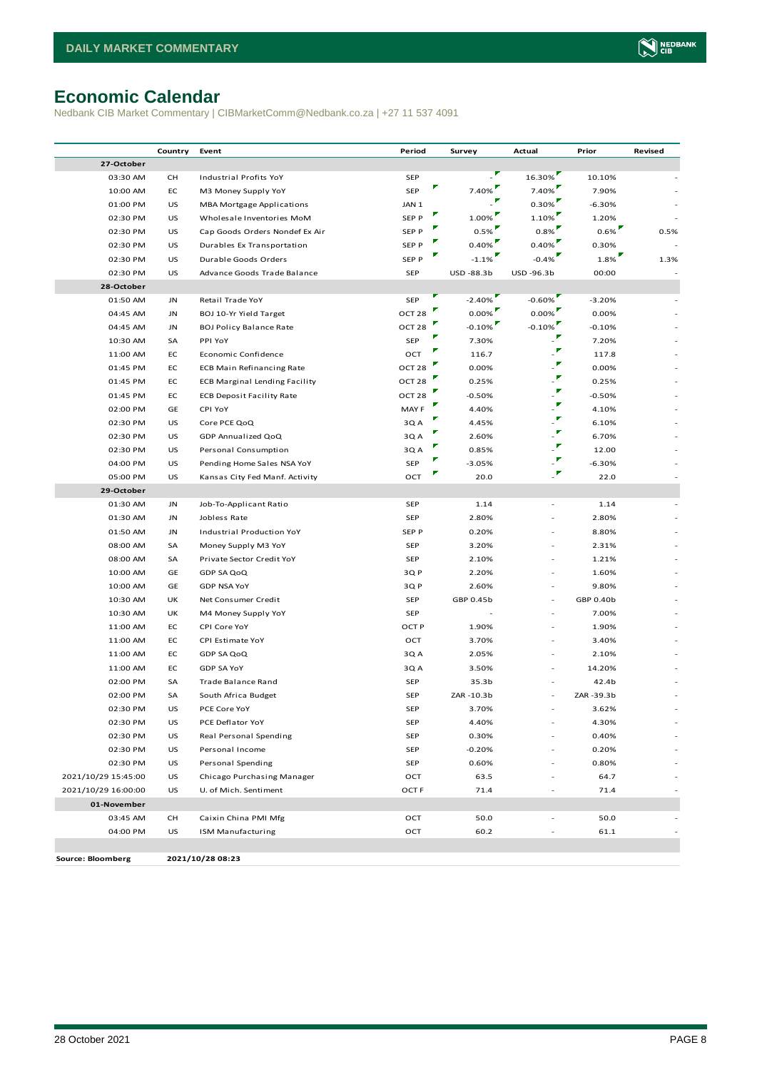# Economic Calendar

Nedbank CIB Market Commentary | CIBMarketComm@Nedbank.co.za | +27 11 537 4091

| | Country | Event | Period | Survey | Actual | Prior | Revised |
|---|---|---|---|---|---|---|---|
| **27-October** | | | | | | | |
| 03:30 AM | CH | Industrial Profits YoY | SEP | - | 16.30% | 10.10% | - |
| 10:00 AM | EC | M3 Money Supply YoY | SEP | 7.40% | 7.40% | 7.90% | - |
| 01:00 PM | US | MBA Mortgage Applications | JAN 1 | - | 0.30% | -6.30% | - |
| 02:30 PM | US | Wholesale Inventories MoM | SEP P | 1.00% | 1.10% | 1.20% | - |
| 02:30 PM | US | Cap Goods Orders Nondef Ex Air | SEP P | 0.5% | 0.8% | 0.6% | 0.5% |
| 02:30 PM | US | Durables Ex Transportation | SEP P | 0.40% | 0.40% | 0.30% | - |
| 02:30 PM | US | Durable Goods Orders | SEP P | -1.1% | -0.4% | 1.8% | 1.3% |
| 02:30 PM | US | Advance Goods Trade Balance | SEP | USD -88.3b | USD -96.3b | 00:00 | - |
| **28-October** | | | | | | | |
| 01:50 AM | JN | Retail Trade YoY | SEP | -2.40% | -0.60% | -3.20% | - |
| 04:45 AM | JN | BOJ 10-Yr Yield Target | OCT 28 | 0.00% | 0.00% | 0.00% | - |
| 04:45 AM | JN | BOJ Policy Balance Rate | OCT 28 | -0.10% | -0.10% | -0.10% | - |
| 10:30 AM | SA | PPI YoY | SEP | 7.30% | - | 7.20% | - |
| 11:00 AM | EC | Economic Confidence | OCT | 116.7 | - | 117.8 | - |
| 01:45 PM | EC | ECB Main Refinancing Rate | OCT 28 | 0.00% | - | 0.00% | - |
| 01:45 PM | EC | ECB Marginal Lending Facility | OCT 28 | 0.25% | - | 0.25% | - |
| 01:45 PM | EC | ECB Deposit Facility Rate | OCT 28 | -0.50% | - | -0.50% | - |
| 02:00 PM | GE | CPI YoY | MAY F | 4.40% | - | 4.10% | - |
| 02:30 PM | US | Core PCE QoQ | 3Q A | 4.45% | - | 6.10% | - |
| 02:30 PM | US | GDP Annualized QoQ | 3Q A | 2.60% | - | 6.70% | - |
| 02:30 PM | US | Personal Consumption | 3Q A | 0.85% | - | 12.00 | - |
| 04:00 PM | US | Pending Home Sales NSA YoY | SEP | -3.05% | - | -6.30% | - |
| 05:00 PM | US | Kansas City Fed Manf. Activity | OCT | 20.0 | - | 22.0 | - |
| **29-October** | | | | | | | |
| 01:30 AM | JN | Job-To-Applicant Ratio | SEP | 1.14 | - | 1.14 | - |
| 01:30 AM | JN | Jobless Rate | SEP | 2.80% | - | 2.80% | - |
| 01:50 AM | JN | Industrial Production YoY | SEP P | 0.20% | - | 8.80% | - |
| 08:00 AM | SA | Money Supply M3 YoY | SEP | 3.20% | - | 2.31% | - |
| 08:00 AM | SA | Private Sector Credit YoY | SEP | 2.10% | - | 1.21% | - |
| 10:00 AM | GE | GDP SA QoQ | 3Q P | 2.20% | - | 1.60% | - |
| 10:00 AM | GE | GDP NSA YoY | 3Q P | 2.60% | - | 9.80% | - |
| 10:30 AM | UK | Net Consumer Credit | SEP | GBP 0.45b | - | GBP 0.40b | - |
| 10:30 AM | UK | M4 Money Supply YoY | SEP | - | - | 7.00% | - |
| 11:00 AM | EC | CPI Core YoY | OCT P | 1.90% | - | 1.90% | - |
| 11:00 AM | EC | CPI Estimate YoY | OCT | 3.70% | - | 3.40% | - |
| 11:00 AM | EC | GDP SA QoQ | 3Q A | 2.05% | - | 2.10% | - |
| 11:00 AM | EC | GDP SA YoY | 3Q A | 3.50% | - | 14.20% | - |
| 02:00 PM | SA | Trade Balance Rand | SEP | 35.3b | - | 42.4b | - |
| 02:00 PM | SA | South Africa Budget | SEP | ZAR -10.3b | - | ZAR -39.3b | - |
| 02:30 PM | US | PCE Core YoY | SEP | 3.70% | - | 3.62% | - |
| 02:30 PM | US | PCE Deflator YoY | SEP | 4.40% | - | 4.30% | - |
| 02:30 PM | US | Real Personal Spending | SEP | 0.30% | - | 0.40% | - |
| 02:30 PM | US | Personal Income | SEP | -0.20% | - | 0.20% | - |
| 02:30 PM | US | Personal Spending | SEP | 0.60% | - | 0.80% | - |
| 2021/10/29 15:45:00 | US | Chicago Purchasing Manager | OCT | 63.5 | - | 64.7 | - |
| 2021/10/29 16:00:00 | US | U. of Mich. Sentiment | OCT F | 71.4 | - | 71.4 | - |
| **01-November** | | | | | | | |
| 03:45 AM | CH | Caixin China PMI Mfg | OCT | 50.0 | - | 50.0 | - |
| 04:00 PM | US | ISM Manufacturing | OCT | 60.2 | - | 61.1 | - |

**Source: Bloomberg** **2021/10/28 08:23**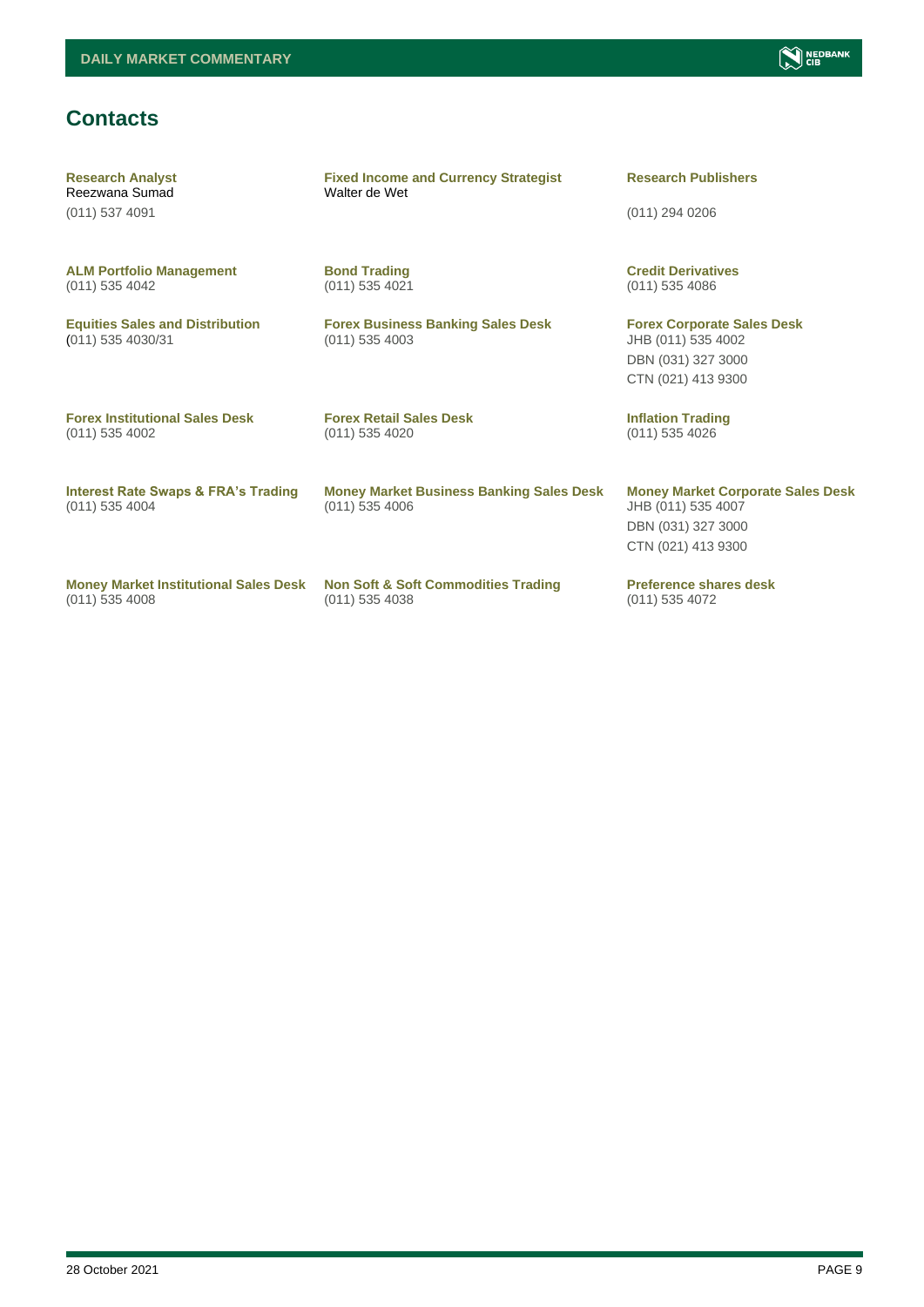## Contacts

**Research Analyst**
Reezwana Sumad
(011) 537 4091

**Fixed Income and Currency Strategist**
Walter de Wet

**Research Publishers**
(011) 294 0206

**ALM Portfolio Management**
(011) 535 4042

**Bond Trading**
(011) 535 4021

**Credit Derivatives**
(011) 535 4086

**Equities Sales and Distribution**
(011) 535 4030/31

**Forex Business Banking Sales Desk**
(011) 535 4003

**Forex Corporate Sales Desk**
JHB (011) 535 4002
DBN (031) 327 3000
CTN (021) 413 9300

**Forex Institutional Sales Desk**
(011) 535 4002

**Forex Retail Sales Desk**
(011) 535 4020

**Inflation Trading**
(011) 535 4026

**Interest Rate Swaps & FRA's Trading**
(011) 535 4004

**Money Market Business Banking Sales Desk**
(011) 535 4006

**Money Market Corporate Sales Desk**
JHB (011) 535 4007
DBN (031) 327 3000
CTN (021) 413 9300

**Money Market Institutional Sales Desk**
(011) 535 4008

**Non Soft & Soft Commodities Trading**
(011) 535 4038

**Preference shares desk**
(011) 535 4072